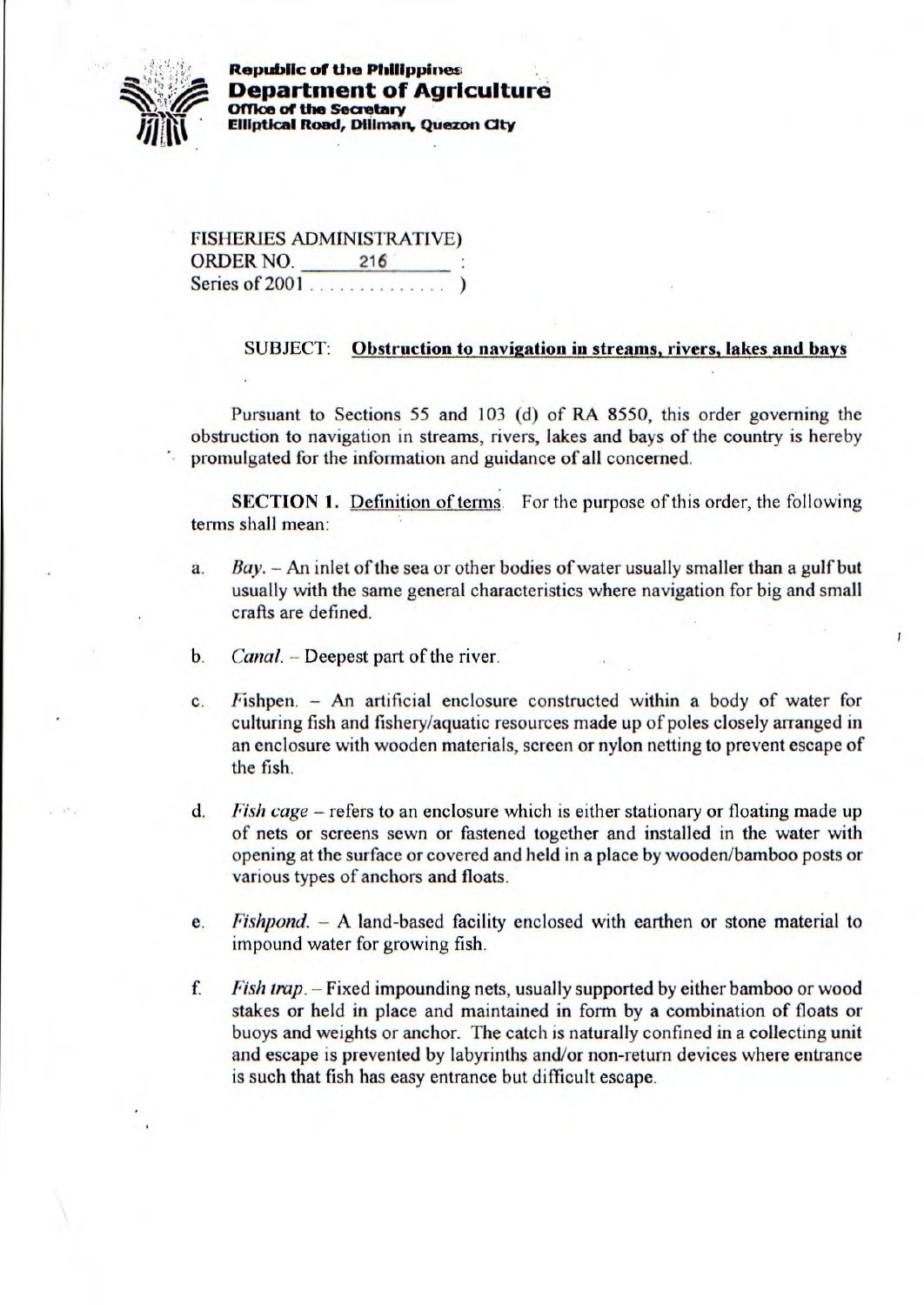**Republic of the Philippines**
**Department of Agriculture**
**Office of the Secretary**
**Elliptical Road, Diliman, Quezon City**

FISHERIES ADMINISTRATIVE)
ORDER NO. 216 :
Series of 2001 . . . . . . . . . . . . . )

SUBJECT: **Obstruction to navigation in streams, rivers, lakes and bays**

Pursuant to Sections 55 and 103 (d) of RA 8550, this order governing the obstruction to navigation in streams, rivers, lakes and bays of the country is hereby promulgated for the information and guidance of all concerned.

**SECTION 1.** Definition of terms. For the purpose of this order, the following terms shall mean:

a. *Bay.* – An inlet of the sea or other bodies of water usually smaller than a gulf but usually with the same general characteristics where navigation for big and small crafts are defined.

b. *Canal.* – Deepest part of the river.

c. *Fishpen.* – An artificial enclosure constructed within a body of water for culturing fish and fishery/aquatic resources made up of poles closely arranged in an enclosure with wooden materials, screen or nylon netting to prevent escape of the fish.

d. *Fish cage* – refers to an enclosure which is either stationary or floating made up of nets or screens sewn or fastened together and installed in the water with opening at the surface or covered and held in a place by wooden/bamboo posts or various types of anchors and floats.

e. *Fishpond.* – A land-based facility enclosed with earthen or stone material to impound water for growing fish.

f. *Fish trap.* – Fixed impounding nets, usually supported by either bamboo or wood stakes or held in place and maintained in form by a combination of floats or buoys and weights or anchor. The catch is naturally confined in a collecting unit and escape is prevented by labyrinths and/or non-return devices where entrance is such that fish has easy entrance but difficult escape.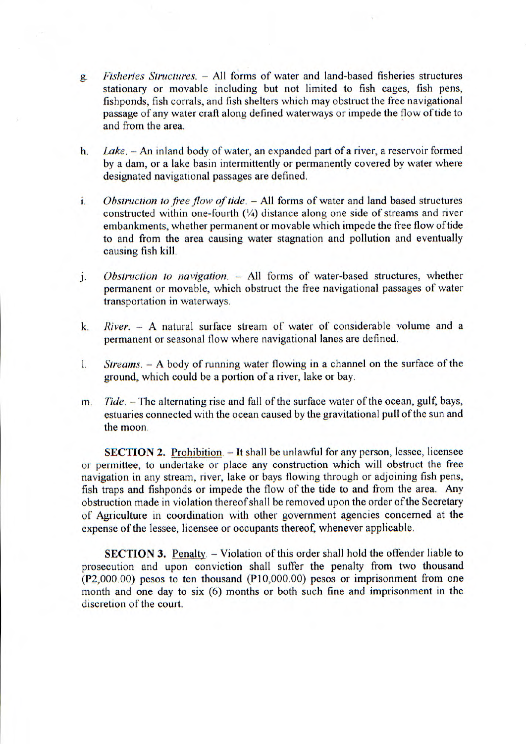g. *Fisheries Structures.* – All forms of water and land-based fisheries structures stationary or movable including but not limited to fish cages, fish pens, fishponds, fish corrals, and fish shelters which may obstruct the free navigational passage of any water craft along defined waterways or impede the flow of tide to and from the area.

h. *Lake.* – An inland body of water, an expanded part of a river, a reservoir formed by a dam, or a lake basin intermittently or permanently covered by water where designated navigational passages are defined.

i. *Obstruction to free flow of tide.* – All forms of water and land based structures constructed within one-fourth (¼) distance along one side of streams and river embankments, whether permanent or movable which impede the free flow of tide to and from the area causing water stagnation and pollution and eventually causing fish kill.

j. *Obstruction to navigation.* – All forms of water-based structures, whether permanent or movable, which obstruct the free navigational passages of water transportation in waterways.

k. *River.* – A natural surface stream of water of considerable volume and a permanent or seasonal flow where navigational lanes are defined.

l. *Streams.* – A body of running water flowing in a channel on the surface of the ground, which could be a portion of a river, lake or bay.

m. *Tide.* – The alternating rise and fall of the surface water of the ocean, gulf, bays, estuaries connected with the ocean caused by the gravitational pull of the sun and the moon.

**SECTION 2.** Prohibition. – It shall be unlawful for any person, lessee, licensee or permittee, to undertake or place any construction which will obstruct the free navigation in any stream, river, lake or bays flowing through or adjoining fish pens, fish traps and fishponds or impede the flow of the tide to and from the area. Any obstruction made in violation thereof shall be removed upon the order of the Secretary of Agriculture in coordination with other government agencies concerned at the expense of the lessee, licensee or occupants thereof, whenever applicable.

**SECTION 3.** Penalty. – Violation of this order shall hold the offender liable to prosecution and upon conviction shall suffer the penalty from two thousand (P2,000.00) pesos to ten thousand (P10,000.00) pesos or imprisonment from one month and one day to six (6) months or both such fine and imprisonment in the discretion of the court.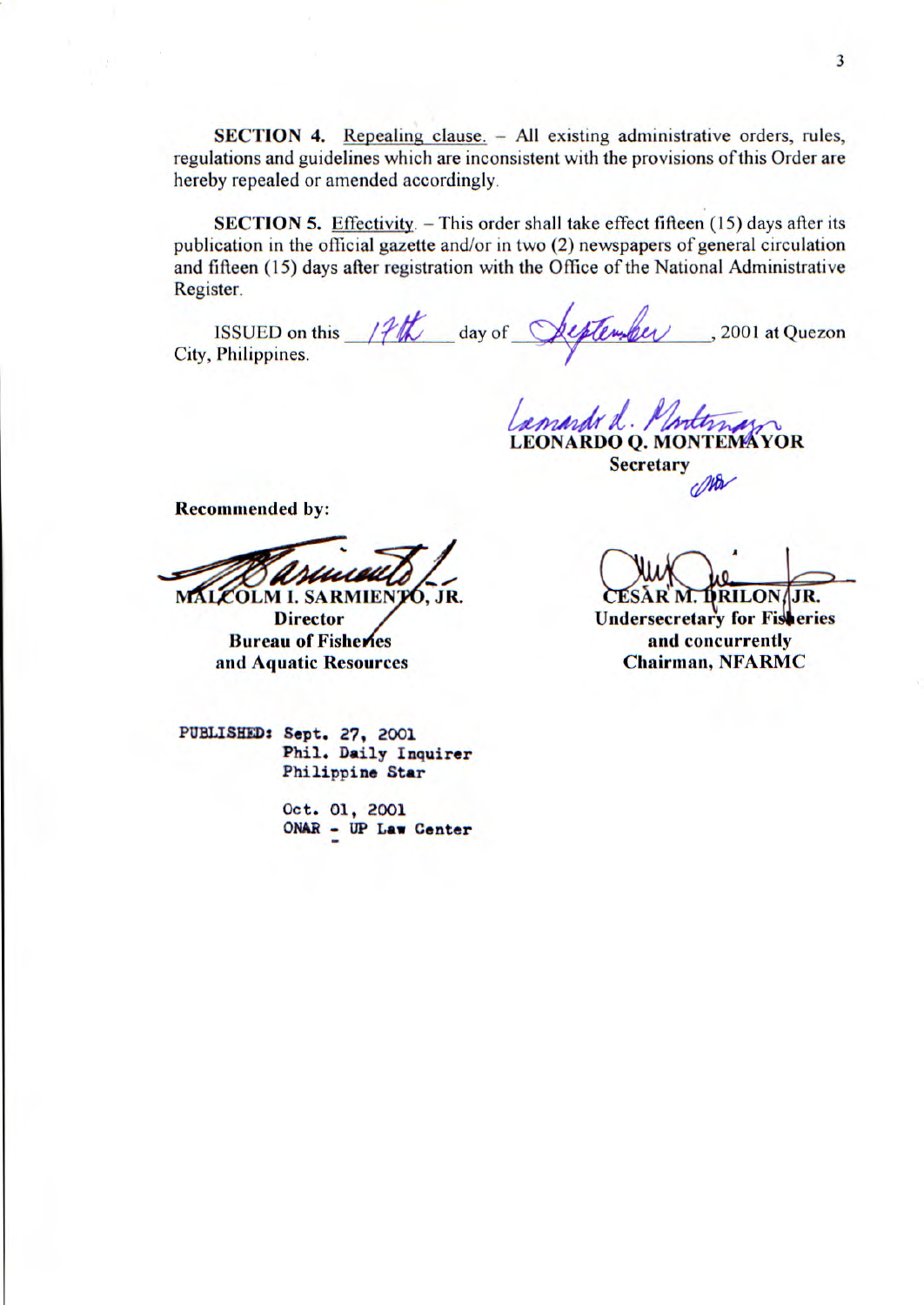**SECTION 4.** Repealing clause. – All existing administrative orders, rules, regulations and guidelines which are inconsistent with the provisions of this Order are hereby repealed or amended accordingly.

**SECTION 5.** Effectivity. – This order shall take effect fifteen (15) days after its publication in the official gazette and/or in two (2) newspapers of general circulation and fifteen (15) days after registration with the Office of the National Administrative Register.

ISSUED on this 17th day of September, 2001 at Quezon City, Philippines.

**LEONARDO Q. MONTEMAYOR**
**Secretary**

**Recommended by:**

**MALCOLM I. SARMIENTO, JR.**
**Director**
**Bureau of Fisheries and Aquatic Resources**

**CESAR M. DRILON, JR.**
**Undersecretary for Fisheries and concurrently Chairman, NFARMC**

**PUBLISHED:** Sept. 27, 2001
Phil. Daily Inquirer
Philippine Star

Oct. 01, 2001
ONAR - UP Law Center